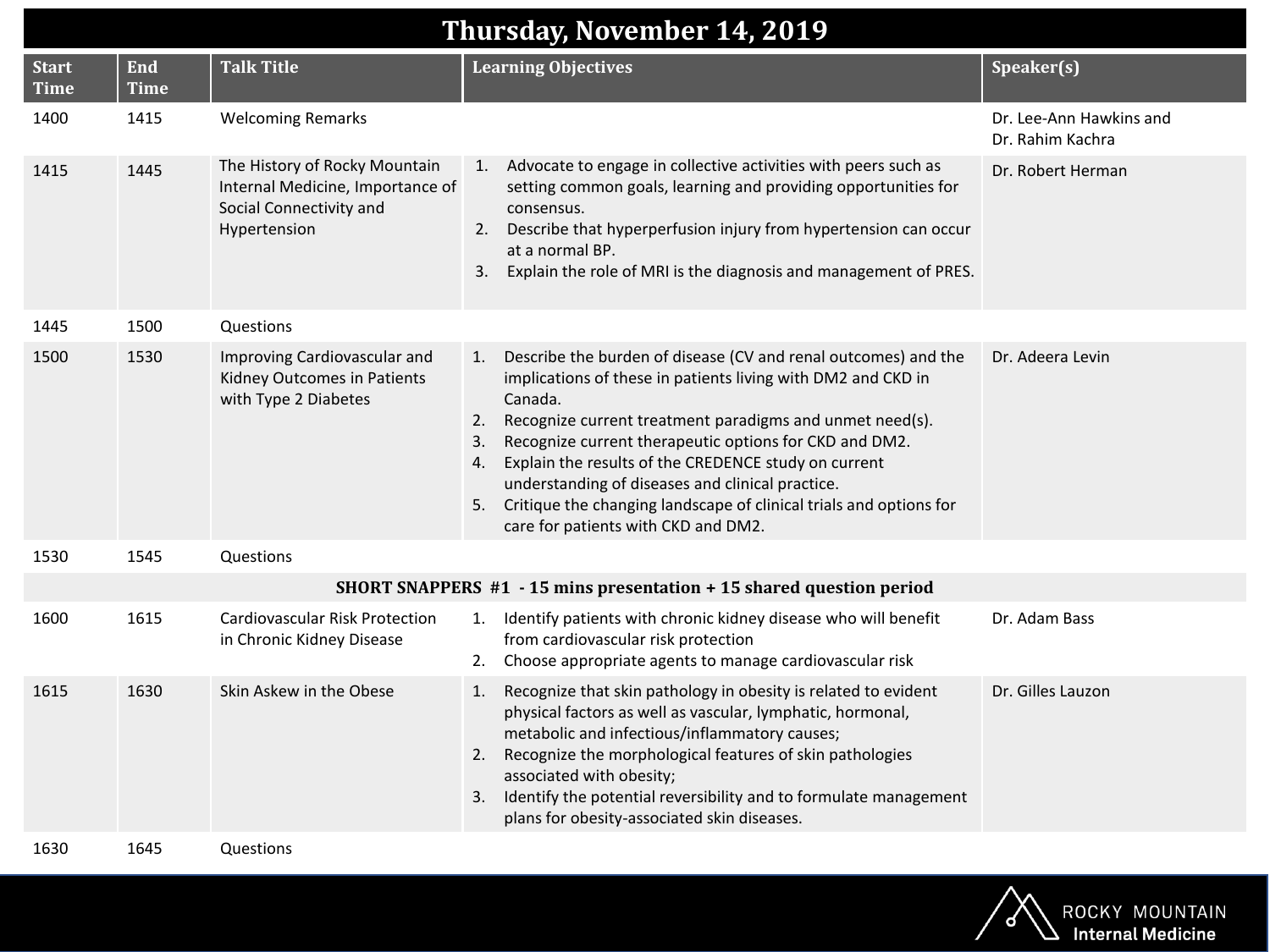# Thursday, November 14, 2019

| Start Time | End Time | Talk Title | Learning Objectives | Speaker(s) |
|---|---|---|---|---|
| 1400 | 1415 | Welcoming Remarks | | Dr. Lee-Ann Hawkins and Dr. Rahim Kachra |
| 1415 | 1445 | The History of Rocky Mountain Internal Medicine, Importance of Social Connectivity and Hypertension | 1. Advocate to engage in collective activities with peers such as setting common goals, learning and providing opportunities for consensus.<br>2. Describe that hyperperfusion injury from hypertension can occur at a normal BP.<br>3. Explain the role of MRI is the diagnosis and management of PRES. | Dr. Robert Herman |
| 1445 | 1500 | Questions | | |
| 1500 | 1530 | Improving Cardiovascular and Kidney Outcomes in Patients with Type 2 Diabetes | 1. Describe the burden of disease (CV and renal outcomes) and the implications of these in patients living with DM2 and CKD in Canada.<br>2. Recognize current treatment paradigms and unmet need(s).<br>3. Recognize current therapeutic options for CKD and DM2.<br>4. Explain the results of the CREDENCE study on current understanding of diseases and clinical practice.<br>5. Critique the changing landscape of clinical trials and options for care for patients with CKD and DM2. | Dr. Adeera Levin |
| 1530 | 1545 | Questions | | |
| **SHORT SNAPPERS #1 - 15 mins presentation + 15 shared question period** | | | | |
| 1600 | 1615 | Cardiovascular Risk Protection in Chronic Kidney Disease | 1. Identify patients with chronic kidney disease who will benefit from cardiovascular risk protection<br>2. Choose appropriate agents to manage cardiovascular risk | Dr. Adam Bass |
| 1615 | 1630 | Skin Askew in the Obese | 1. Recognize that skin pathology in obesity is related to evident physical factors as well as vascular, lymphatic, hormonal, metabolic and infectious/inflammatory causes;<br>2. Recognize the morphological features of skin pathologies associated with obesity;<br>3. Identify the potential reversibility and to formulate management plans for obesity-associated skin diseases. | Dr. Gilles Lauzon |
| 1630 | 1645 | Questions | | |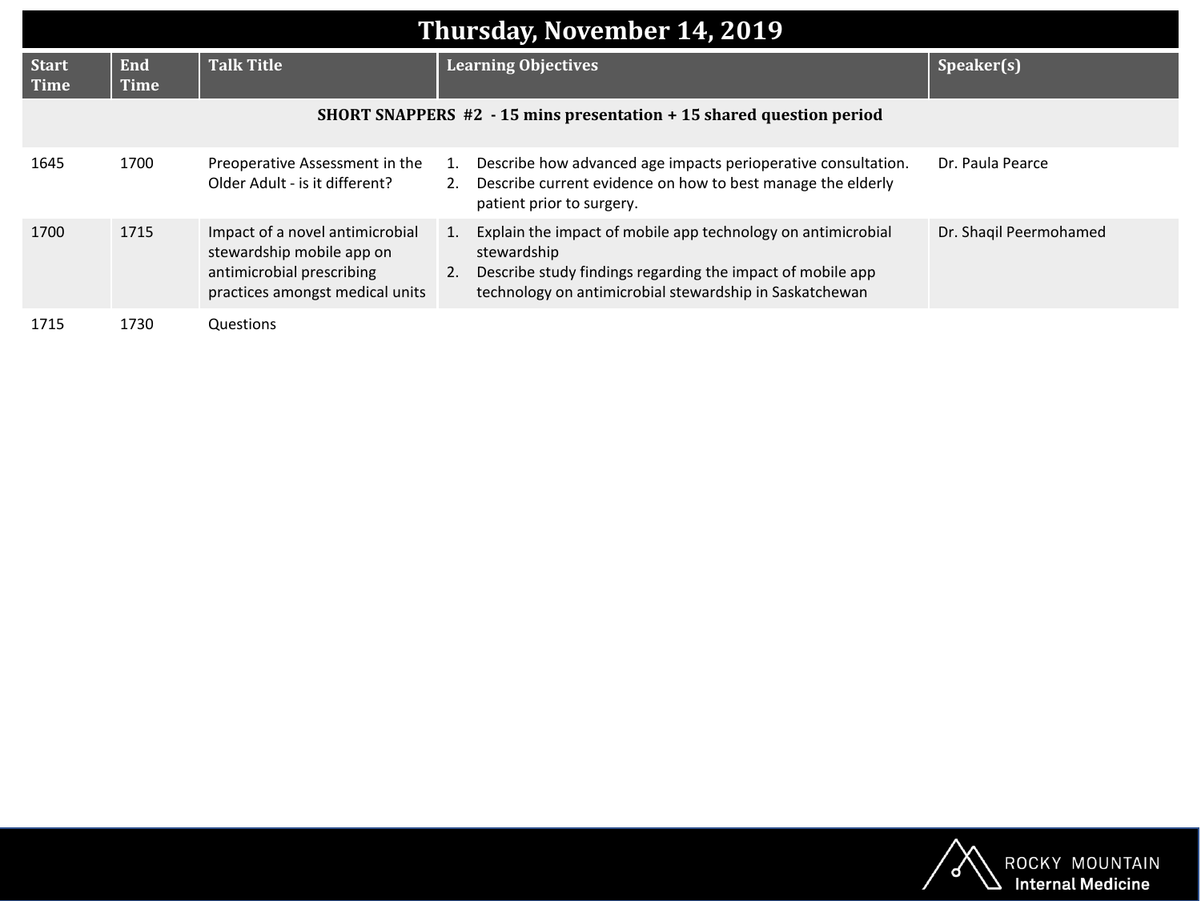# Thursday, November 14, 2019

| Start Time | End Time | Talk Title | Learning Objectives | Speaker(s) |
|---|---|---|---|---|
| **SHORT SNAPPERS #2 - 15 mins presentation + 15 shared question period** | | | | |
| 1645 | 1700 | Preoperative Assessment in the Older Adult - is it different? | 1. Describe how advanced age impacts perioperative consultation.<br>2. Describe current evidence on how to best manage the elderly patient prior to surgery. | Dr. Paula Pearce |
| 1700 | 1715 | Impact of a novel antimicrobial stewardship mobile app on antimicrobial prescribing practices amongst medical units | 1. Explain the impact of mobile app technology on antimicrobial stewardship<br>2. Describe study findings regarding the impact of mobile app technology on antimicrobial stewardship in Saskatchewan | Dr. Shaqil Peermohamed |
| 1715 | 1730 | Questions | | |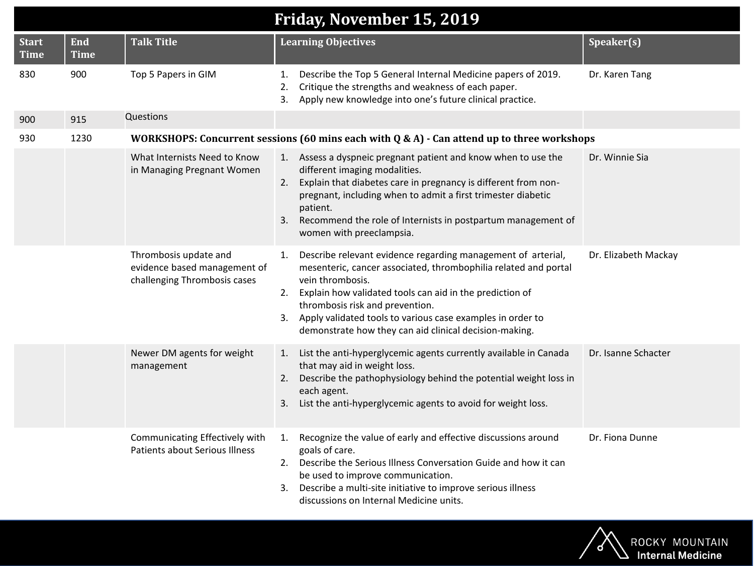# Friday, November 15, 2019

| Start Time | End Time | Talk Title | Learning Objectives | Speaker(s) |
|---|---|---|---|---|
| 830 | 900 | Top 5 Papers in GIM | 1. Describe the Top 5 General Internal Medicine papers of 2019.<br>2. Critique the strengths and weakness of each paper.<br>3. Apply new knowledge into one's future clinical practice. | Dr. Karen Tang |
| 900 | 915 | Questions | | |
| 930 | 1230 | **WORKSHOPS: Concurrent sessions (60 mins each with Q & A) - Can attend up to three workshops** | | |
| | | What Internists Need to Know in Managing Pregnant Women | 1. Assess a dyspneic pregnant patient and know when to use the different imaging modalities.<br>2. Explain that diabetes care in pregnancy is different from non-pregnant, including when to admit a first trimester diabetic patient.<br>3. Recommend the role of Internists in postpartum management of women with preeclampsia. | Dr. Winnie Sia |
| | | Thrombosis update and evidence based management of challenging Thrombosis cases | 1. Describe relevant evidence regarding management of arterial, mesenteric, cancer associated, thrombophilia related and portal vein thrombosis.<br>2. Explain how validated tools can aid in the prediction of thrombosis risk and prevention.<br>3. Apply validated tools to various case examples in order to demonstrate how they can aid clinical decision-making. | Dr. Elizabeth Mackay |
| | | Newer DM agents for weight management | 1. List the anti-hyperglycemic agents currently available in Canada that may aid in weight loss.<br>2. Describe the pathophysiology behind the potential weight loss in each agent.<br>3. List the anti-hyperglycemic agents to avoid for weight loss. | Dr. Isanne Schacter |
| | | Communicating Effectively with Patients about Serious Illness | 1. Recognize the value of early and effective discussions around goals of care.<br>2. Describe the Serious Illness Conversation Guide and how it can be used to improve communication.<br>3. Describe a multi-site initiative to improve serious illness discussions on Internal Medicine units. | Dr. Fiona Dunne |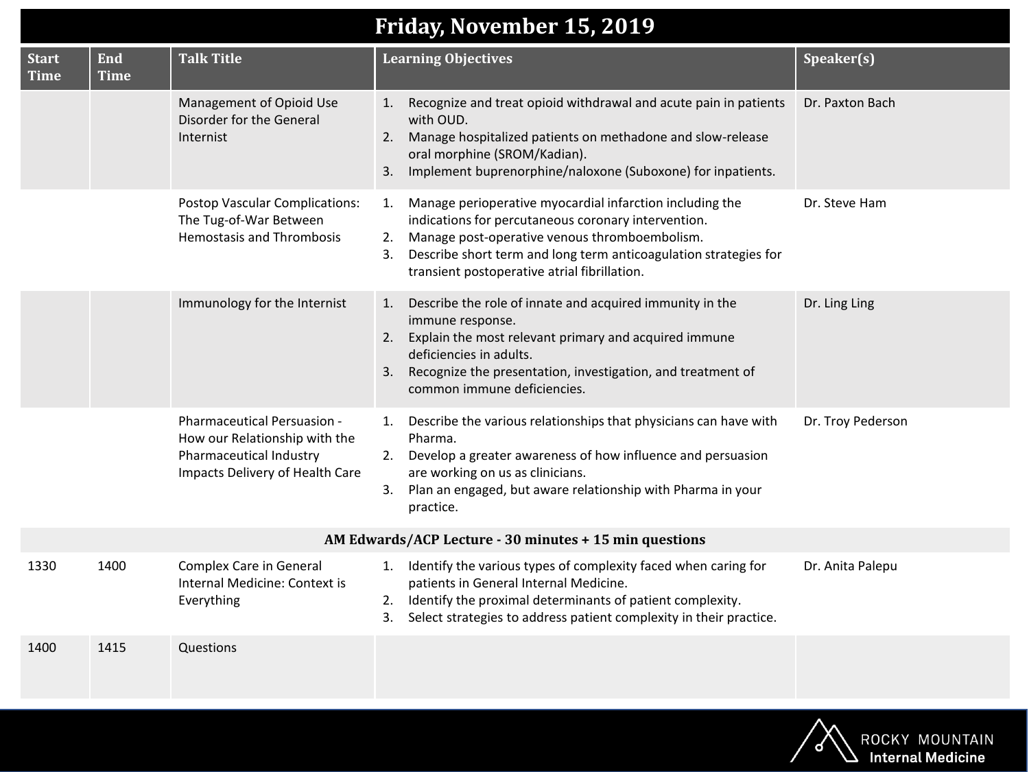# Friday, November 15, 2019

| Start Time | End Time | Talk Title | Learning Objectives | Speaker(s) |
|---|---|---|---|---|
| | | Management of Opioid Use Disorder for the General Internist | 1. Recognize and treat opioid withdrawal and acute pain in patients with OUD.<br>2. Manage hospitalized patients on methadone and slow-release oral morphine (SROM/Kadian).<br>3. Implement buprenorphine/naloxone (Suboxone) for inpatients. | Dr. Paxton Bach |
| | | Postop Vascular Complications: The Tug-of-War Between Hemostasis and Thrombosis | 1. Manage perioperative myocardial infarction including the indications for percutaneous coronary intervention.<br>2. Manage post-operative venous thromboembolism.<br>3. Describe short term and long term anticoagulation strategies for transient postoperative atrial fibrillation. | Dr. Steve Ham |
| | | Immunology for the Internist | 1. Describe the role of innate and acquired immunity in the immune response.<br>2. Explain the most relevant primary and acquired immune deficiencies in adults.<br>3. Recognize the presentation, investigation, and treatment of common immune deficiencies. | Dr. Ling Ling |
| | | Pharmaceutical Persuasion - How our Relationship with the Pharmaceutical Industry Impacts Delivery of Health Care | 1. Describe the various relationships that physicians can have with Pharma.<br>2. Develop a greater awareness of how influence and persuasion are working on us as clinicians.<br>3. Plan an engaged, but aware relationship with Pharma in your practice. | Dr. Troy Pederson |
| **AM Edwards/ACP Lecture - 30 minutes + 15 min questions** | | | | |
| 1330 | 1400 | Complex Care in General Internal Medicine: Context is Everything | 1. Identify the various types of complexity faced when caring for patients in General Internal Medicine.<br>2. Identify the proximal determinants of patient complexity.<br>3. Select strategies to address patient complexity in their practice. | Dr. Anita Palepu |
| 1400 | 1415 | Questions | | |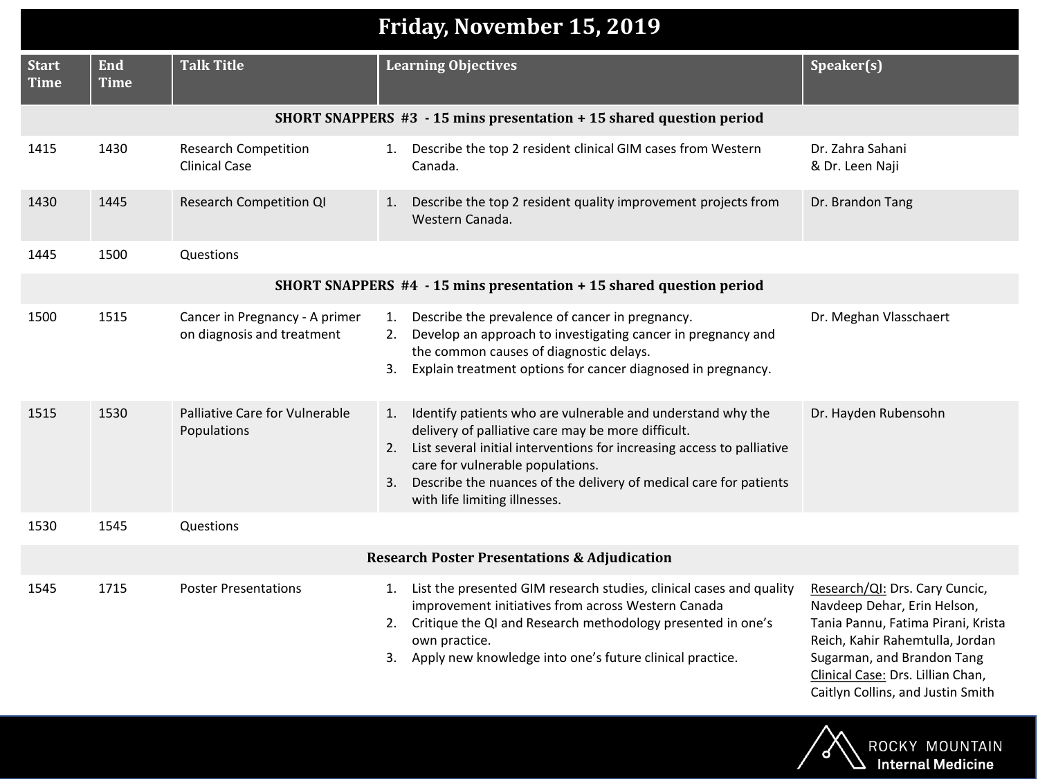# Friday, November 15, 2019

| Start Time | End Time | Talk Title | Learning Objectives | Speaker(s) |
|---|---|---|---|---|
| **SHORT SNAPPERS #3 - 15 mins presentation + 15 shared question period** | | | | |
| 1415 | 1430 | Research Competition Clinical Case | 1. Describe the top 2 resident clinical GIM cases from Western Canada. | Dr. Zahra Sahani & Dr. Leen Naji |
| 1430 | 1445 | Research Competition QI | 1. Describe the top 2 resident quality improvement projects from Western Canada. | Dr. Brandon Tang |
| 1445 | 1500 | Questions | | |
| **SHORT SNAPPERS #4 - 15 mins presentation + 15 shared question period** | | | | |
| 1500 | 1515 | Cancer in Pregnancy - A primer on diagnosis and treatment | 1. Describe the prevalence of cancer in pregnancy.<br>2. Develop an approach to investigating cancer in pregnancy and the common causes of diagnostic delays.<br>3. Explain treatment options for cancer diagnosed in pregnancy. | Dr. Meghan Vlasschaert |
| 1515 | 1530 | Palliative Care for Vulnerable Populations | 1. Identify patients who are vulnerable and understand why the delivery of palliative care may be more difficult.<br>2. List several initial interventions for increasing access to palliative care for vulnerable populations.<br>3. Describe the nuances of the delivery of medical care for patients with life limiting illnesses. | Dr. Hayden Rubensohn |
| 1530 | 1545 | Questions | | |
| **Research Poster Presentations & Adjudication** | | | | |
| 1545 | 1715 | Poster Presentations | 1. List the presented GIM research studies, clinical cases and quality improvement initiatives from across Western Canada<br>2. Critique the QI and Research methodology presented in one's own practice.<br>3. Apply new knowledge into one's future clinical practice. | Research/QI: Drs. Cary Cuncic, Navdeep Dehar, Erin Helson, Tania Pannu, Fatima Pirani, Krista Reich, Kahir Rahemtulla, Jordan Sugarman, and Brandon Tang<br>Clinical Case: Drs. Lillian Chan, Caitlyn Collins, and Justin Smith |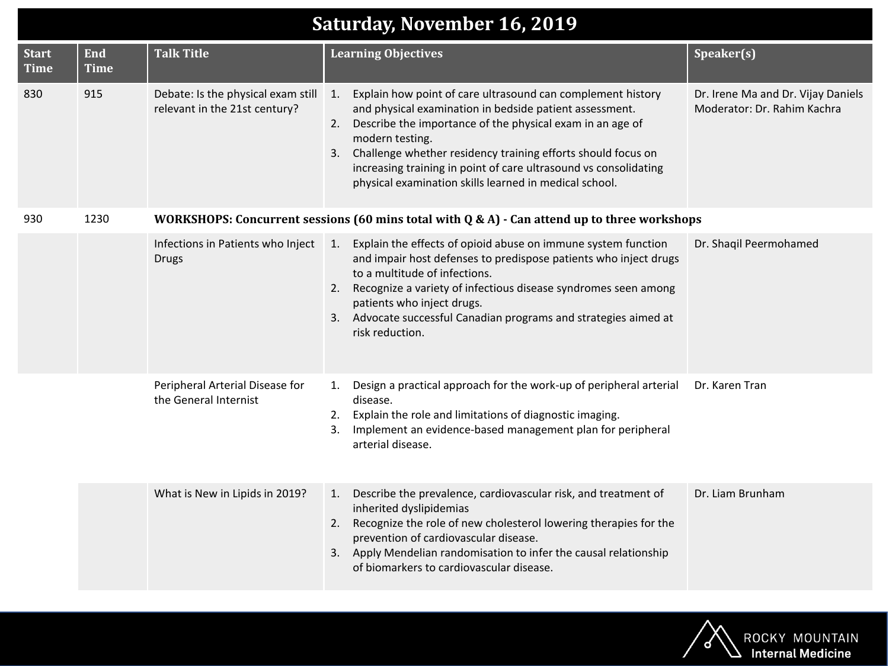# Saturday, November 16, 2019

| Start Time | End Time | Talk Title | Learning Objectives | Speaker(s) |
|---|---|---|---|---|
| 830 | 915 | Debate: Is the physical exam still relevant in the 21st century? | 1. Explain how point of care ultrasound can complement history and physical examination in bedside patient assessment.<br>2. Describe the importance of the physical exam in an age of modern testing.<br>3. Challenge whether residency training efforts should focus on increasing training in point of care ultrasound vs consolidating physical examination skills learned in medical school. | Dr. Irene Ma and Dr. Vijay Daniels<br>Moderator: Dr. Rahim Kachra |
| 930 | 1230 | **WORKSHOPS: Concurrent sessions (60 mins total with Q & A) - Can attend up to three workshops** | | |
| | | Infections in Patients who Inject Drugs | 1. Explain the effects of opioid abuse on immune system function and impair host defenses to predispose patients who inject drugs to a multitude of infections.<br>2. Recognize a variety of infectious disease syndromes seen among patients who inject drugs.<br>3. Advocate successful Canadian programs and strategies aimed at risk reduction. | Dr. Shaqil Peermohamed |
| | | Peripheral Arterial Disease for the General Internist | 1. Design a practical approach for the work-up of peripheral arterial disease.<br>2. Explain the role and limitations of diagnostic imaging.<br>3. Implement an evidence-based management plan for peripheral arterial disease. | Dr. Karen Tran |
| | | What is New in Lipids in 2019? | 1. Describe the prevalence, cardiovascular risk, and treatment of inherited dyslipidemias<br>2. Recognize the role of new cholesterol lowering therapies for the prevention of cardiovascular disease.<br>3. Apply Mendelian randomisation to infer the causal relationship of biomarkers to cardiovascular disease. | Dr. Liam Brunham |

ROCKY MOUNTAIN Internal Medicine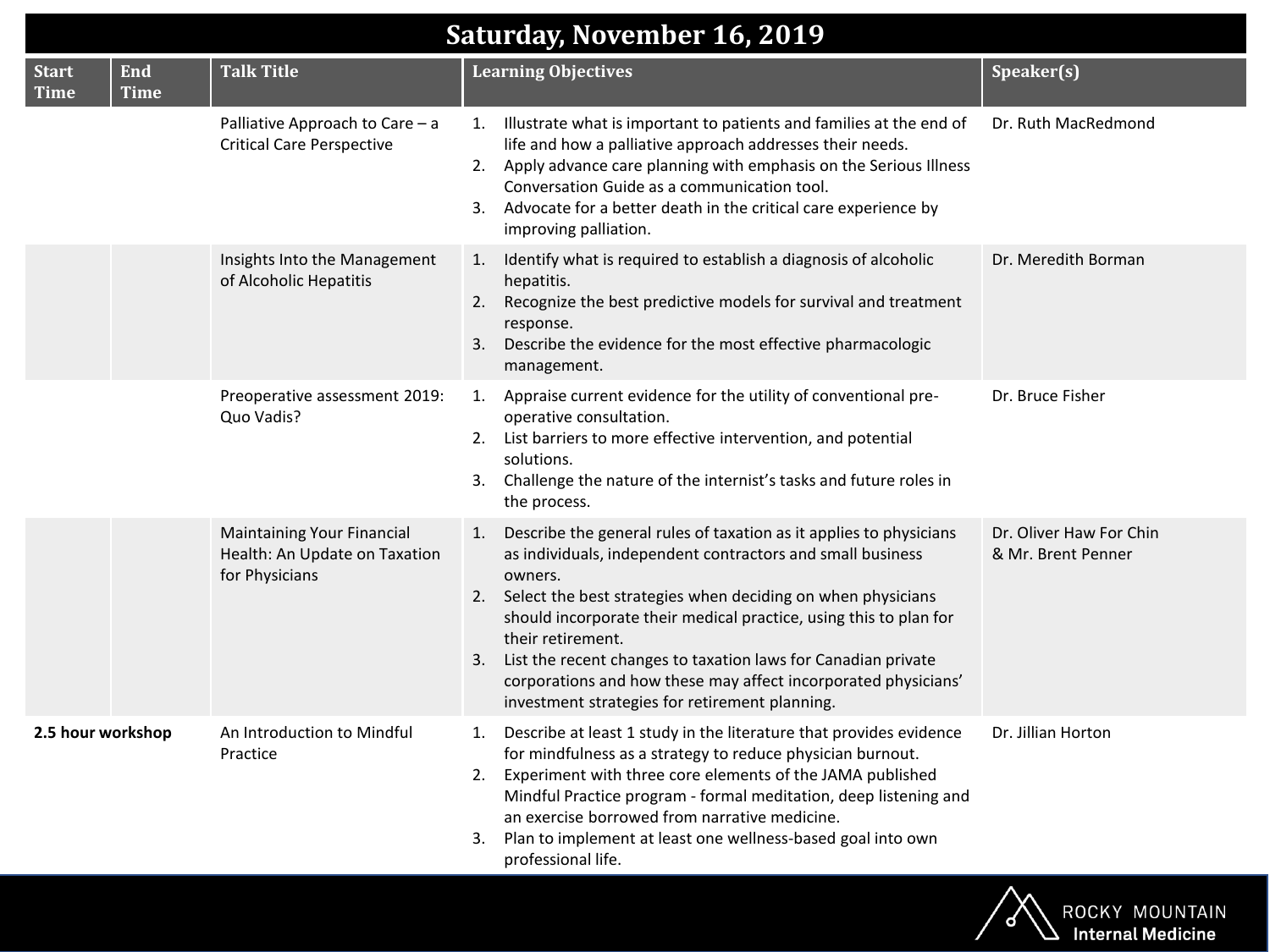# Saturday, November 16, 2019

| Start Time | End Time | Talk Title | Learning Objectives | Speaker(s) |
|---|---|---|---|---|
| | | Palliative Approach to Care – a Critical Care Perspective | 1. Illustrate what is important to patients and families at the end of life and how a palliative approach addresses their needs.<br>2. Apply advance care planning with emphasis on the Serious Illness Conversation Guide as a communication tool.<br>3. Advocate for a better death in the critical care experience by improving palliation. | Dr. Ruth MacRedmond |
| | | Insights Into the Management of Alcoholic Hepatitis | 1. Identify what is required to establish a diagnosis of alcoholic hepatitis.<br>2. Recognize the best predictive models for survival and treatment response.<br>3. Describe the evidence for the most effective pharmacologic management. | Dr. Meredith Borman |
| | | Preoperative assessment 2019: Quo Vadis? | 1. Appraise current evidence for the utility of conventional pre-operative consultation.<br>2. List barriers to more effective intervention, and potential solutions.<br>3. Challenge the nature of the internist's tasks and future roles in the process. | Dr. Bruce Fisher |
| | | Maintaining Your Financial Health: An Update on Taxation for Physicians | 1. Describe the general rules of taxation as it applies to physicians as individuals, independent contractors and small business owners.<br>2. Select the best strategies when deciding on when physicians should incorporate their medical practice, using this to plan for their retirement.<br>3. List the recent changes to taxation laws for Canadian private corporations and how these may affect incorporated physicians' investment strategies for retirement planning. | Dr. Oliver Haw For Chin & Mr. Brent Penner |
| **2.5 hour workshop** | | An Introduction to Mindful Practice | 1. Describe at least 1 study in the literature that provides evidence for mindfulness as a strategy to reduce physician burnout.<br>2. Experiment with three core elements of the JAMA published Mindful Practice program - formal meditation, deep listening and an exercise borrowed from narrative medicine.<br>3. Plan to implement at least one wellness-based goal into own professional life. | Dr. Jillian Horton |